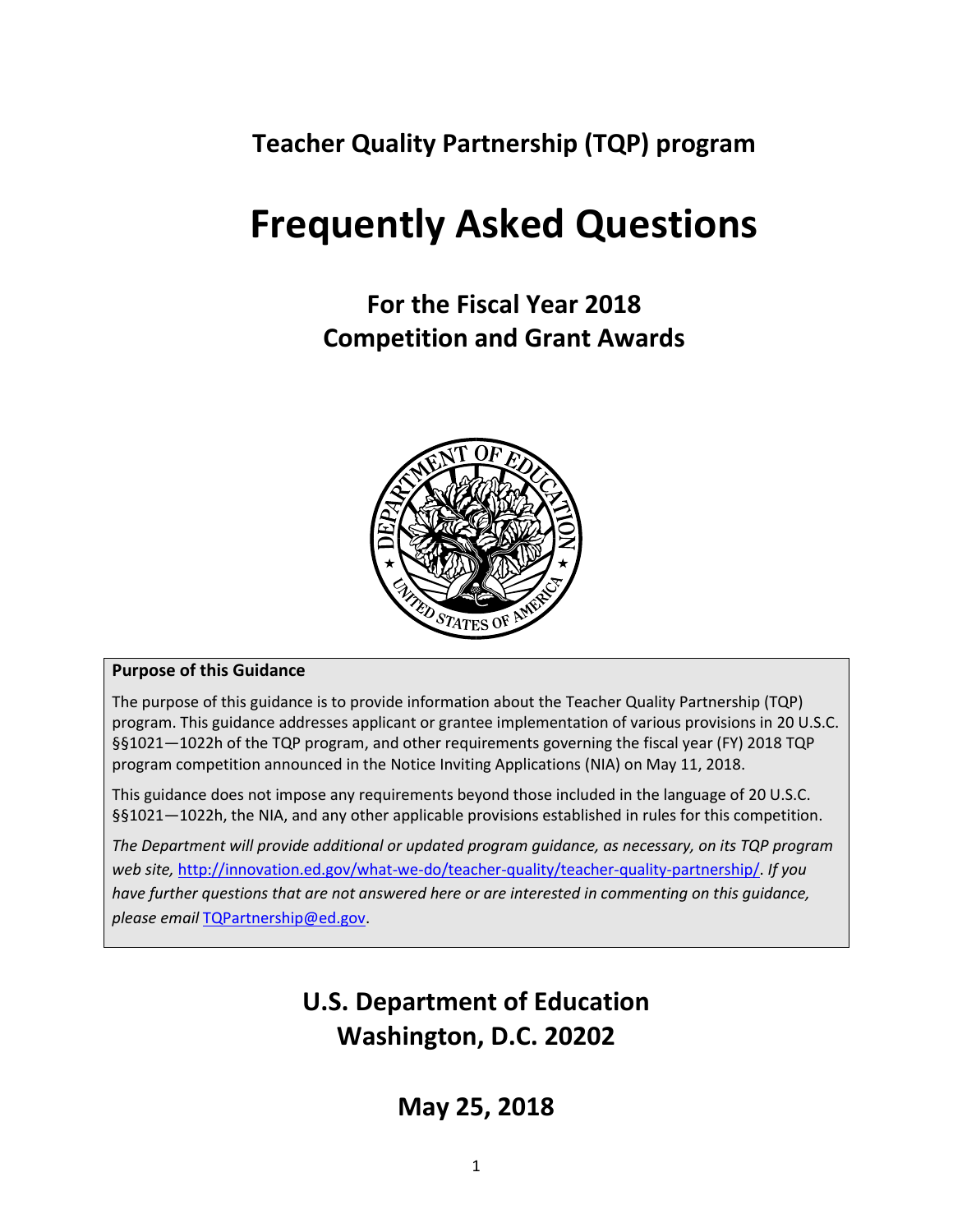## Teacher Quality Partnership (TQP) program

# Frequently Asked Questions

### For the Fiscal Year 2018
### Competition and Grant Awards

**Purpose of this Guidance**

The purpose of this guidance is to provide information about the Teacher Quality Partnership (TQP) program. This guidance addresses applicant or grantee implementation of various provisions in 20 U.S.C. §§1021—1022h of the TQP program, and other requirements governing the fiscal year (FY) 2018 TQP program competition announced in the Notice Inviting Applications (NIA) on May 11, 2018.

This guidance does not impose any requirements beyond those included in the language of 20 U.S.C. §§1021—1022h, the NIA, and any other applicable provisions established in rules for this competition.

*The Department will provide additional or updated program guidance, as necessary, on its TQP program web site,* http://innovation.ed.gov/what-we-do/teacher-quality/teacher-quality-partnership/. *If you have further questions that are not answered here or are interested in commenting on this guidance, please email* TQPartnership@ed.gov.

### U.S. Department of Education
### Washington, D.C. 20202

### May 25, 2018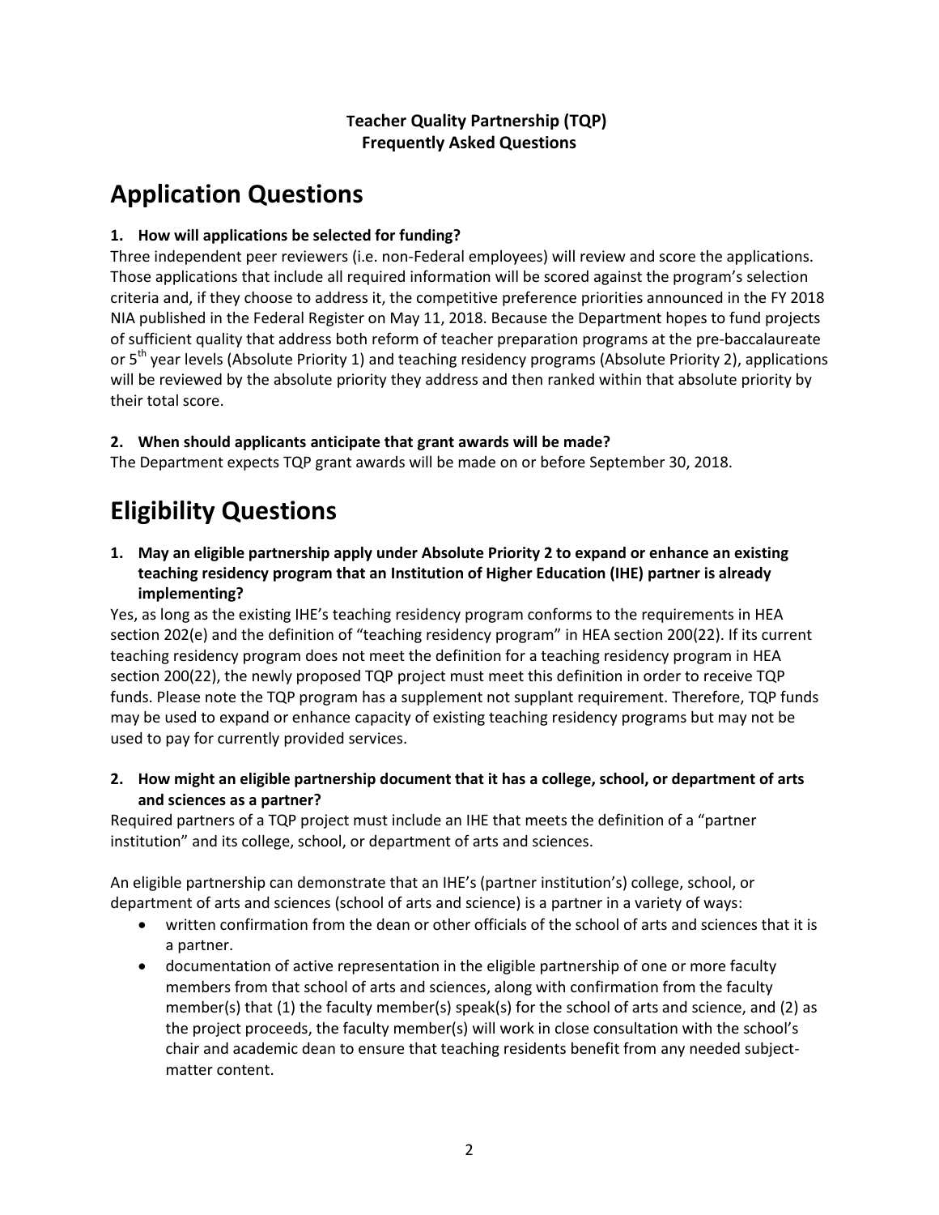**Teacher Quality Partnership (TQP)**
**Frequently Asked Questions**

# Application Questions

**1. How will applications be selected for funding?**

Three independent peer reviewers (i.e. non-Federal employees) will review and score the applications. Those applications that include all required information will be scored against the program's selection criteria and, if they choose to address it, the competitive preference priorities announced in the FY 2018 NIA published in the Federal Register on May 11, 2018. Because the Department hopes to fund projects of sufficient quality that address both reform of teacher preparation programs at the pre-baccalaureate or 5th year levels (Absolute Priority 1) and teaching residency programs (Absolute Priority 2), applications will be reviewed by the absolute priority they address and then ranked within that absolute priority by their total score.

**2. When should applicants anticipate that grant awards will be made?**

The Department expects TQP grant awards will be made on or before September 30, 2018.

# Eligibility Questions

**1. May an eligible partnership apply under Absolute Priority 2 to expand or enhance an existing teaching residency program that an Institution of Higher Education (IHE) partner is already implementing?**

Yes, as long as the existing IHE's teaching residency program conforms to the requirements in HEA section 202(e) and the definition of "teaching residency program" in HEA section 200(22). If its current teaching residency program does not meet the definition for a teaching residency program in HEA section 200(22), the newly proposed TQP project must meet this definition in order to receive TQP funds. Please note the TQP program has a supplement not supplant requirement. Therefore, TQP funds may be used to expand or enhance capacity of existing teaching residency programs but may not be used to pay for currently provided services.

**2. How might an eligible partnership document that it has a college, school, or department of arts and sciences as a partner?**

Required partners of a TQP project must include an IHE that meets the definition of a "partner institution" and its college, school, or department of arts and sciences.

An eligible partnership can demonstrate that an IHE's (partner institution's) college, school, or department of arts and sciences (school of arts and science) is a partner in a variety of ways:

- written confirmation from the dean or other officials of the school of arts and sciences that it is a partner.
- documentation of active representation in the eligible partnership of one or more faculty members from that school of arts and sciences, along with confirmation from the faculty member(s) that (1) the faculty member(s) speak(s) for the school of arts and science, and (2) as the project proceeds, the faculty member(s) will work in close consultation with the school's chair and academic dean to ensure that teaching residents benefit from any needed subject-matter content.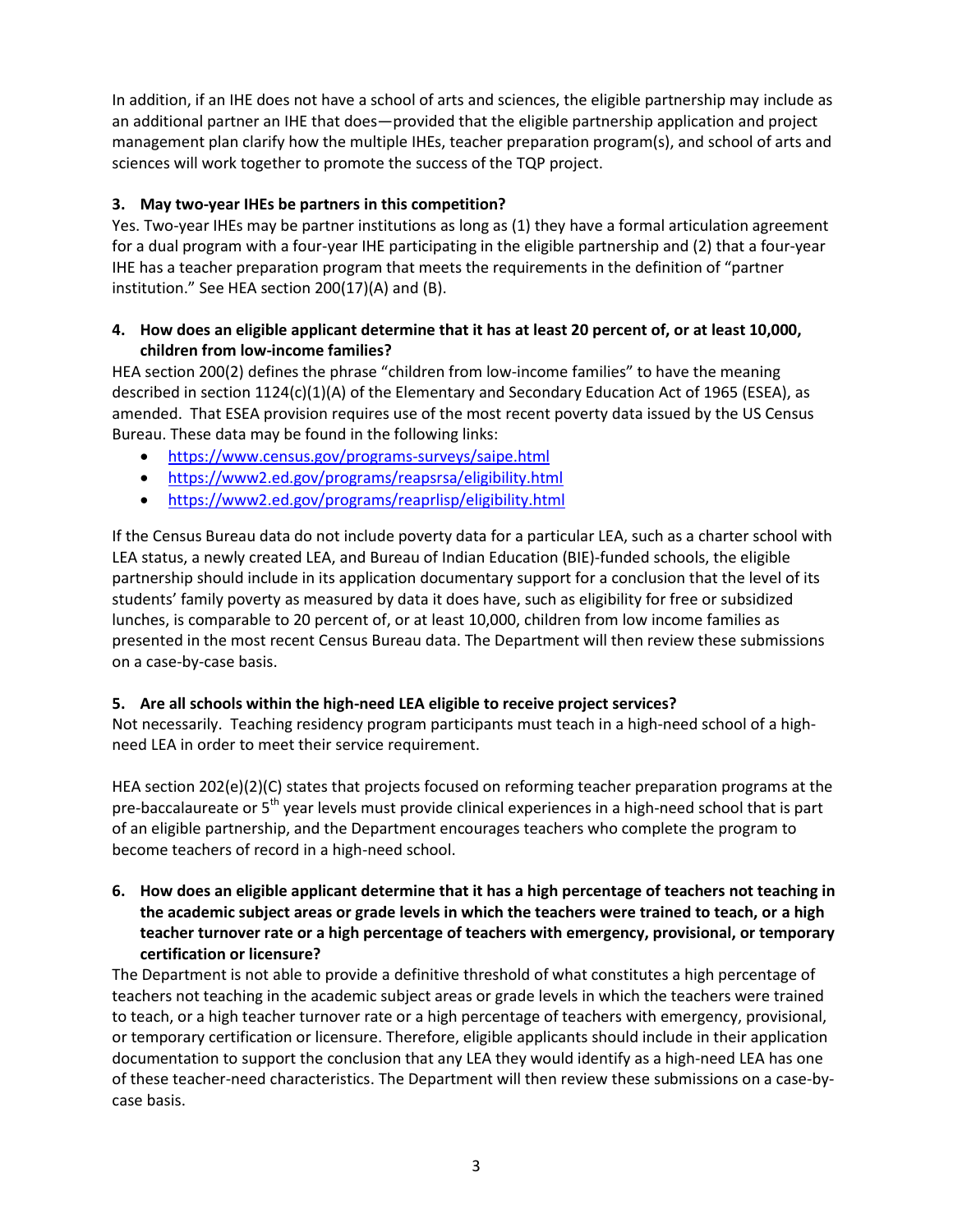In addition, if an IHE does not have a school of arts and sciences, the eligible partnership may include as an additional partner an IHE that does—provided that the eligible partnership application and project management plan clarify how the multiple IHEs, teacher preparation program(s), and school of arts and sciences will work together to promote the success of the TQP project.

**3. May two-year IHEs be partners in this competition?**

Yes. Two-year IHEs may be partner institutions as long as (1) they have a formal articulation agreement for a dual program with a four-year IHE participating in the eligible partnership and (2) that a four-year IHE has a teacher preparation program that meets the requirements in the definition of "partner institution." See HEA section 200(17)(A) and (B).

**4. How does an eligible applicant determine that it has at least 20 percent of, or at least 10,000, children from low-income families?**

HEA section 200(2) defines the phrase "children from low-income families" to have the meaning described in section 1124(c)(1)(A) of the Elementary and Secondary Education Act of 1965 (ESEA), as amended. That ESEA provision requires use of the most recent poverty data issued by the US Census Bureau. These data may be found in the following links:

- https://www.census.gov/programs-surveys/saipe.html
- https://www2.ed.gov/programs/reapsrsa/eligibility.html
- https://www2.ed.gov/programs/reaprlisp/eligibility.html

If the Census Bureau data do not include poverty data for a particular LEA, such as a charter school with LEA status, a newly created LEA, and Bureau of Indian Education (BIE)-funded schools, the eligible partnership should include in its application documentary support for a conclusion that the level of its students' family poverty as measured by data it does have, such as eligibility for free or subsidized lunches, is comparable to 20 percent of, or at least 10,000, children from low income families as presented in the most recent Census Bureau data. The Department will then review these submissions on a case-by-case basis.

**5. Are all schools within the high-need LEA eligible to receive project services?**

Not necessarily. Teaching residency program participants must teach in a high-need school of a high-need LEA in order to meet their service requirement.

HEA section 202(e)(2)(C) states that projects focused on reforming teacher preparation programs at the pre-baccalaureate or 5th year levels must provide clinical experiences in a high-need school that is part of an eligible partnership, and the Department encourages teachers who complete the program to become teachers of record in a high-need school.

**6. How does an eligible applicant determine that it has a high percentage of teachers not teaching in the academic subject areas or grade levels in which the teachers were trained to teach, or a high teacher turnover rate or a high percentage of teachers with emergency, provisional, or temporary certification or licensure?**

The Department is not able to provide a definitive threshold of what constitutes a high percentage of teachers not teaching in the academic subject areas or grade levels in which the teachers were trained to teach, or a high teacher turnover rate or a high percentage of teachers with emergency, provisional, or temporary certification or licensure. Therefore, eligible applicants should include in their application documentation to support the conclusion that any LEA they would identify as a high-need LEA has one of these teacher-need characteristics. The Department will then review these submissions on a case-by-case basis.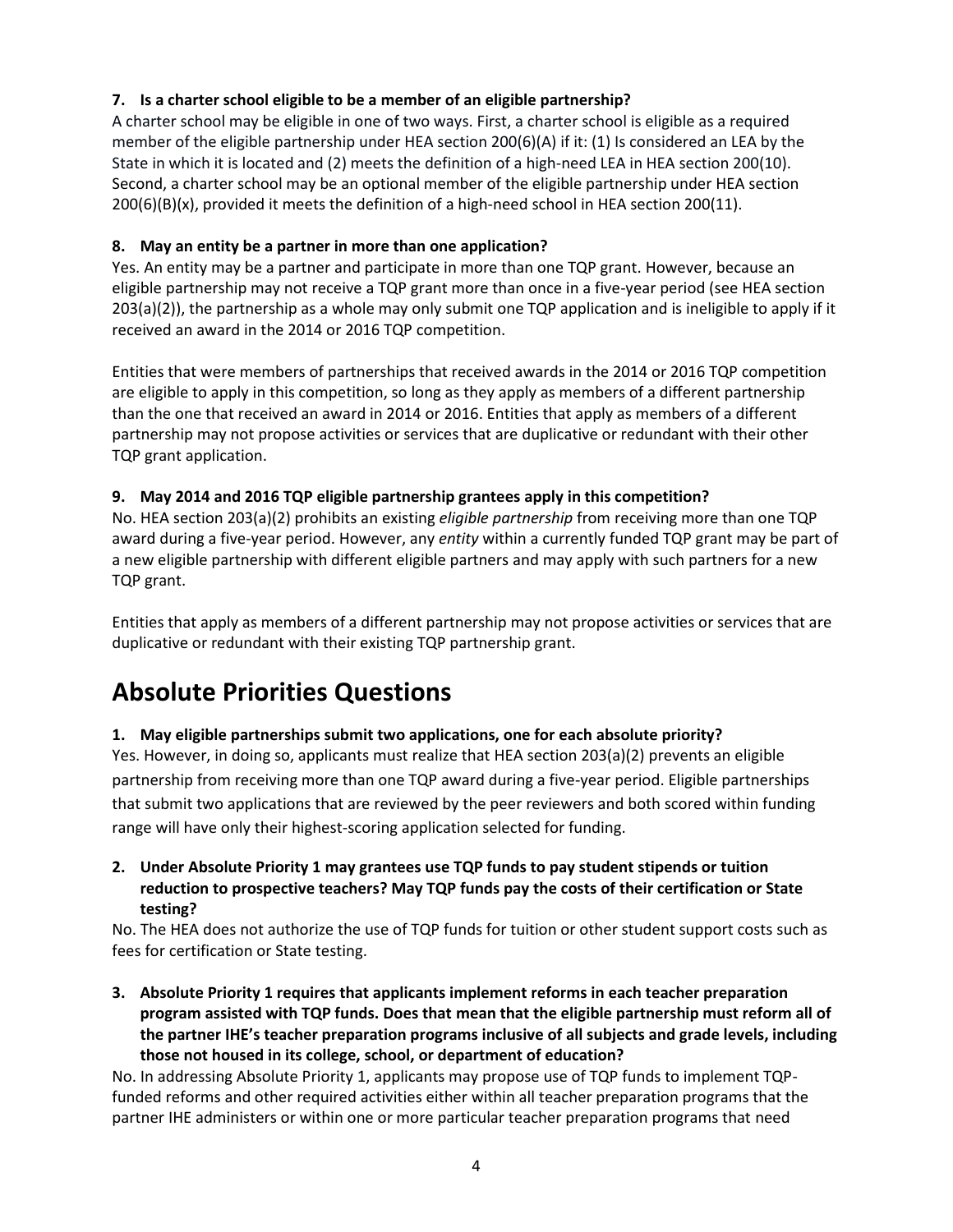**7. Is a charter school eligible to be a member of an eligible partnership?**

A charter school may be eligible in one of two ways. First, a charter school is eligible as a required member of the eligible partnership under HEA section 200(6)(A) if it: (1) Is considered an LEA by the State in which it is located and (2) meets the definition of a high-need LEA in HEA section 200(10). Second, a charter school may be an optional member of the eligible partnership under HEA section 200(6)(B)(x), provided it meets the definition of a high-need school in HEA section 200(11).

**8. May an entity be a partner in more than one application?**

Yes. An entity may be a partner and participate in more than one TQP grant. However, because an eligible partnership may not receive a TQP grant more than once in a five-year period (see HEA section 203(a)(2)), the partnership as a whole may only submit one TQP application and is ineligible to apply if it received an award in the 2014 or 2016 TQP competition.

Entities that were members of partnerships that received awards in the 2014 or 2016 TQP competition are eligible to apply in this competition, so long as they apply as members of a different partnership than the one that received an award in 2014 or 2016. Entities that apply as members of a different partnership may not propose activities or services that are duplicative or redundant with their other TQP grant application.

**9. May 2014 and 2016 TQP eligible partnership grantees apply in this competition?**

No. HEA section 203(a)(2) prohibits an existing *eligible partnership* from receiving more than one TQP award during a five-year period. However, any *entity* within a currently funded TQP grant may be part of a new eligible partnership with different eligible partners and may apply with such partners for a new TQP grant.

Entities that apply as members of a different partnership may not propose activities or services that are duplicative or redundant with their existing TQP partnership grant.

# Absolute Priorities Questions

**1. May eligible partnerships submit two applications, one for each absolute priority?**

Yes. However, in doing so, applicants must realize that HEA section 203(a)(2) prevents an eligible partnership from receiving more than one TQP award during a five-year period. Eligible partnerships that submit two applications that are reviewed by the peer reviewers and both scored within funding range will have only their highest-scoring application selected for funding.

**2. Under Absolute Priority 1 may grantees use TQP funds to pay student stipends or tuition reduction to prospective teachers? May TQP funds pay the costs of their certification or State testing?**

No. The HEA does not authorize the use of TQP funds for tuition or other student support costs such as fees for certification or State testing.

**3. Absolute Priority 1 requires that applicants implement reforms in each teacher preparation program assisted with TQP funds. Does that mean that the eligible partnership must reform all of the partner IHE's teacher preparation programs inclusive of all subjects and grade levels, including those not housed in its college, school, or department of education?**

No. In addressing Absolute Priority 1, applicants may propose use of TQP funds to implement TQP-funded reforms and other required activities either within all teacher preparation programs that the partner IHE administers or within one or more particular teacher preparation programs that need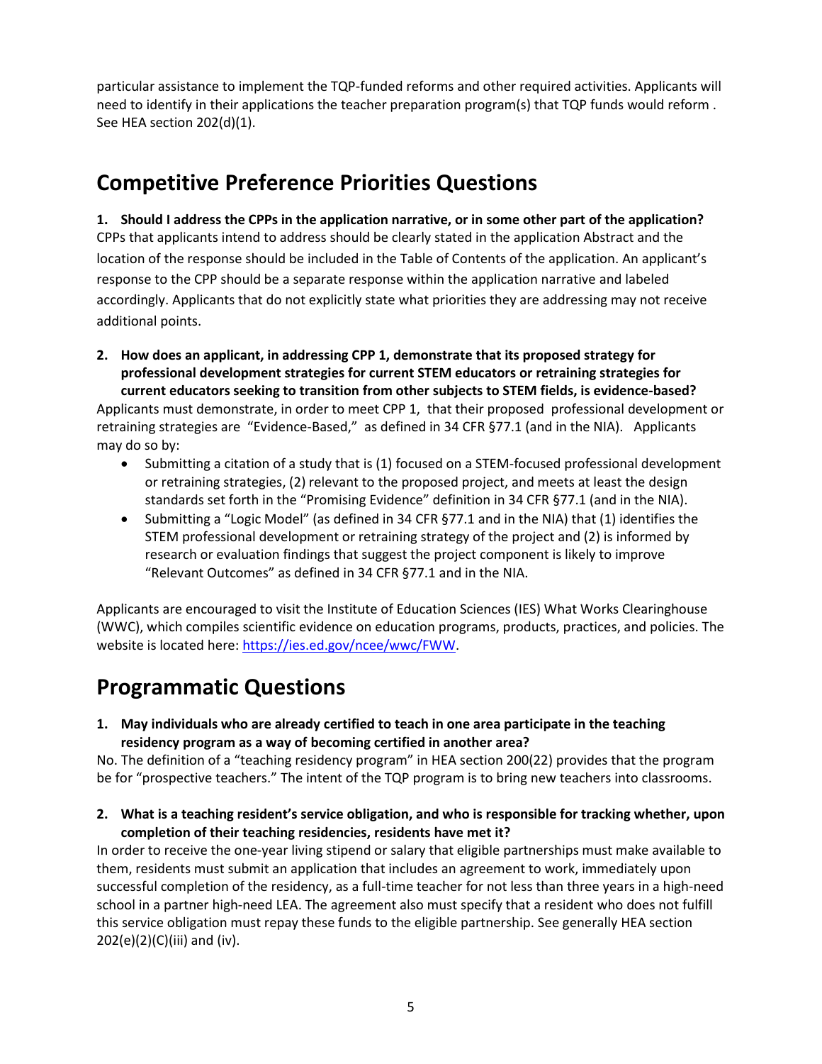particular assistance to implement the TQP-funded reforms and other required activities. Applicants will need to identify in their applications the teacher preparation program(s) that TQP funds would reform . See HEA section 202(d)(1).

## Competitive Preference Priorities Questions

**1. Should I address the CPPs in the application narrative, or in some other part of the application?**

CPPs that applicants intend to address should be clearly stated in the application Abstract and the location of the response should be included in the Table of Contents of the application. An applicant's response to the CPP should be a separate response within the application narrative and labeled accordingly. Applicants that do not explicitly state what priorities they are addressing may not receive additional points.

**2. How does an applicant, in addressing CPP 1, demonstrate that its proposed strategy for professional development strategies for current STEM educators or retraining strategies for current educators seeking to transition from other subjects to STEM fields, is evidence-based?**

Applicants must demonstrate, in order to meet CPP 1, that their proposed professional development or retraining strategies are "Evidence-Based," as defined in 34 CFR §77.1 (and in the NIA). Applicants may do so by:

- Submitting a citation of a study that is (1) focused on a STEM-focused professional development or retraining strategies, (2) relevant to the proposed project, and meets at least the design standards set forth in the "Promising Evidence" definition in 34 CFR §77.1 (and in the NIA).
- Submitting a "Logic Model" (as defined in 34 CFR §77.1 and in the NIA) that (1) identifies the STEM professional development or retraining strategy of the project and (2) is informed by research or evaluation findings that suggest the project component is likely to improve "Relevant Outcomes" as defined in 34 CFR §77.1 and in the NIA.

Applicants are encouraged to visit the Institute of Education Sciences (IES) What Works Clearinghouse (WWC), which compiles scientific evidence on education programs, products, practices, and policies. The website is located here: https://ies.ed.gov/ncee/wwc/FWW.

## Programmatic Questions

**1. May individuals who are already certified to teach in one area participate in the teaching residency program as a way of becoming certified in another area?**

No. The definition of a "teaching residency program" in HEA section 200(22) provides that the program be for "prospective teachers." The intent of the TQP program is to bring new teachers into classrooms.

**2. What is a teaching resident's service obligation, and who is responsible for tracking whether, upon completion of their teaching residencies, residents have met it?**

In order to receive the one-year living stipend or salary that eligible partnerships must make available to them, residents must submit an application that includes an agreement to work, immediately upon successful completion of the residency, as a full-time teacher for not less than three years in a high-need school in a partner high-need LEA. The agreement also must specify that a resident who does not fulfill this service obligation must repay these funds to the eligible partnership. See generally HEA section 202(e)(2)(C)(iii) and (iv).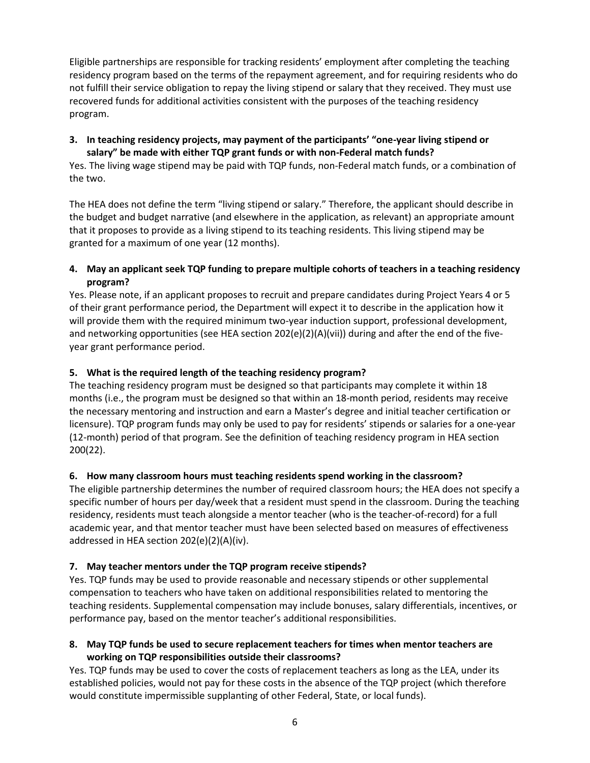Eligible partnerships are responsible for tracking residents' employment after completing the teaching residency program based on the terms of the repayment agreement, and for requiring residents who do not fulfill their service obligation to repay the living stipend or salary that they received. They must use recovered funds for additional activities consistent with the purposes of the teaching residency program.

3. **In teaching residency projects, may payment of the participants' "one-year living stipend or salary" be made with either TQP grant funds or with non-Federal match funds?**

Yes. The living wage stipend may be paid with TQP funds, non-Federal match funds, or a combination of the two.

The HEA does not define the term "living stipend or salary." Therefore, the applicant should describe in the budget and budget narrative (and elsewhere in the application, as relevant) an appropriate amount that it proposes to provide as a living stipend to its teaching residents. This living stipend may be granted for a maximum of one year (12 months).

4. **May an applicant seek TQP funding to prepare multiple cohorts of teachers in a teaching residency program?**

Yes. Please note, if an applicant proposes to recruit and prepare candidates during Project Years 4 or 5 of their grant performance period, the Department will expect it to describe in the application how it will provide them with the required minimum two-year induction support, professional development, and networking opportunities (see HEA section 202(e)(2)(A)(vii)) during and after the end of the five-year grant performance period.

5. **What is the required length of the teaching residency program?**

The teaching residency program must be designed so that participants may complete it within 18 months (i.e., the program must be designed so that within an 18-month period, residents may receive the necessary mentoring and instruction and earn a Master's degree and initial teacher certification or licensure). TQP program funds may only be used to pay for residents' stipends or salaries for a one-year (12-month) period of that program. See the definition of teaching residency program in HEA section 200(22).

6. **How many classroom hours must teaching residents spend working in the classroom?**

The eligible partnership determines the number of required classroom hours; the HEA does not specify a specific number of hours per day/week that a resident must spend in the classroom. During the teaching residency, residents must teach alongside a mentor teacher (who is the teacher-of-record) for a full academic year, and that mentor teacher must have been selected based on measures of effectiveness addressed in HEA section 202(e)(2)(A)(iv).

7. **May teacher mentors under the TQP program receive stipends?**

Yes. TQP funds may be used to provide reasonable and necessary stipends or other supplemental compensation to teachers who have taken on additional responsibilities related to mentoring the teaching residents. Supplemental compensation may include bonuses, salary differentials, incentives, or performance pay, based on the mentor teacher's additional responsibilities.

8. **May TQP funds be used to secure replacement teachers for times when mentor teachers are working on TQP responsibilities outside their classrooms?**

Yes. TQP funds may be used to cover the costs of replacement teachers as long as the LEA, under its established policies, would not pay for these costs in the absence of the TQP project (which therefore would constitute impermissible supplanting of other Federal, State, or local funds).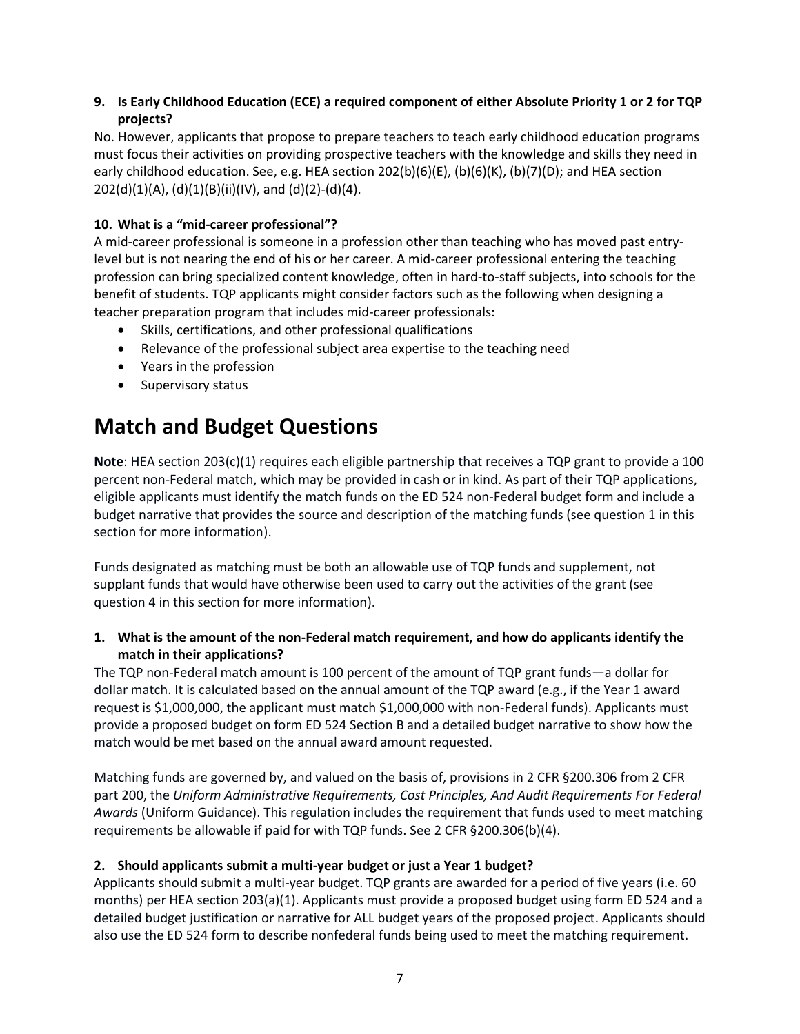**9. Is Early Childhood Education (ECE) a required component of either Absolute Priority 1 or 2 for TQP projects?**

No. However, applicants that propose to prepare teachers to teach early childhood education programs must focus their activities on providing prospective teachers with the knowledge and skills they need in early childhood education. See, e.g. HEA section 202(b)(6)(E), (b)(6)(K), (b)(7)(D); and HEA section 202(d)(1)(A), (d)(1)(B)(ii)(IV), and (d)(2)-(d)(4).

**10. What is a "mid-career professional"?**

A mid-career professional is someone in a profession other than teaching who has moved past entry-level but is not nearing the end of his or her career. A mid-career professional entering the teaching profession can bring specialized content knowledge, often in hard-to-staff subjects, into schools for the benefit of students. TQP applicants might consider factors such as the following when designing a teacher preparation program that includes mid-career professionals:

- Skills, certifications, and other professional qualifications
- Relevance of the professional subject area expertise to the teaching need
- Years in the profession
- Supervisory status

# Match and Budget Questions

**Note**: HEA section 203(c)(1) requires each eligible partnership that receives a TQP grant to provide a 100 percent non-Federal match, which may be provided in cash or in kind. As part of their TQP applications, eligible applicants must identify the match funds on the ED 524 non-Federal budget form and include a budget narrative that provides the source and description of the matching funds (see question 1 in this section for more information).

Funds designated as matching must be both an allowable use of TQP funds and supplement, not supplant funds that would have otherwise been used to carry out the activities of the grant (see question 4 in this section for more information).

**1. What is the amount of the non-Federal match requirement, and how do applicants identify the match in their applications?**

The TQP non-Federal match amount is 100 percent of the amount of TQP grant funds—a dollar for dollar match. It is calculated based on the annual amount of the TQP award (e.g., if the Year 1 award request is $1,000,000, the applicant must match $1,000,000 with non-Federal funds). Applicants must provide a proposed budget on form ED 524 Section B and a detailed budget narrative to show how the match would be met based on the annual award amount requested.

Matching funds are governed by, and valued on the basis of, provisions in 2 CFR §200.306 from 2 CFR part 200, the *Uniform Administrative Requirements, Cost Principles, And Audit Requirements For Federal Awards* (Uniform Guidance). This regulation includes the requirement that funds used to meet matching requirements be allowable if paid for with TQP funds. See 2 CFR §200.306(b)(4).

**2. Should applicants submit a multi-year budget or just a Year 1 budget?**

Applicants should submit a multi-year budget. TQP grants are awarded for a period of five years (i.e. 60 months) per HEA section 203(a)(1). Applicants must provide a proposed budget using form ED 524 and a detailed budget justification or narrative for ALL budget years of the proposed project. Applicants should also use the ED 524 form to describe nonfederal funds being used to meet the matching requirement.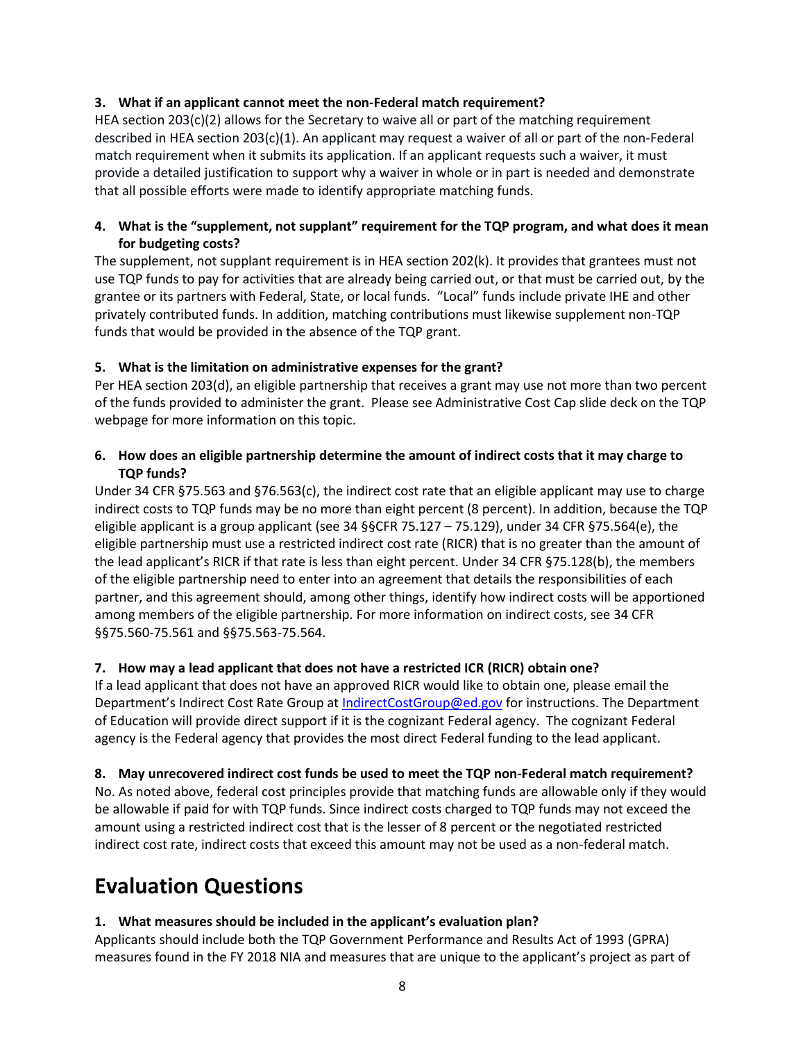**3. What if an applicant cannot meet the non-Federal match requirement?**

HEA section 203(c)(2) allows for the Secretary to waive all or part of the matching requirement described in HEA section 203(c)(1). An applicant may request a waiver of all or part of the non-Federal match requirement when it submits its application. If an applicant requests such a waiver, it must provide a detailed justification to support why a waiver in whole or in part is needed and demonstrate that all possible efforts were made to identify appropriate matching funds.

**4. What is the "supplement, not supplant" requirement for the TQP program, and what does it mean for budgeting costs?**

The supplement, not supplant requirement is in HEA section 202(k). It provides that grantees must not use TQP funds to pay for activities that are already being carried out, or that must be carried out, by the grantee or its partners with Federal, State, or local funds. "Local" funds include private IHE and other privately contributed funds. In addition, matching contributions must likewise supplement non-TQP funds that would be provided in the absence of the TQP grant.

**5. What is the limitation on administrative expenses for the grant?**

Per HEA section 203(d), an eligible partnership that receives a grant may use not more than two percent of the funds provided to administer the grant. Please see Administrative Cost Cap slide deck on the TQP webpage for more information on this topic.

**6. How does an eligible partnership determine the amount of indirect costs that it may charge to TQP funds?**

Under 34 CFR §75.563 and §76.563(c), the indirect cost rate that an eligible applicant may use to charge indirect costs to TQP funds may be no more than eight percent (8 percent). In addition, because the TQP eligible applicant is a group applicant (see 34 §§CFR 75.127 – 75.129), under 34 CFR §75.564(e), the eligible partnership must use a restricted indirect cost rate (RICR) that is no greater than the amount of the lead applicant's RICR if that rate is less than eight percent. Under 34 CFR §75.128(b), the members of the eligible partnership need to enter into an agreement that details the responsibilities of each partner, and this agreement should, among other things, identify how indirect costs will be apportioned among members of the eligible partnership. For more information on indirect costs, see 34 CFR §§75.560-75.561 and §§75.563-75.564.

**7. How may a lead applicant that does not have a restricted ICR (RICR) obtain one?**

If a lead applicant that does not have an approved RICR would like to obtain one, please email the Department's Indirect Cost Rate Group at IndirectCostGroup@ed.gov for instructions. The Department of Education will provide direct support if it is the cognizant Federal agency. The cognizant Federal agency is the Federal agency that provides the most direct Federal funding to the lead applicant.

**8. May unrecovered indirect cost funds be used to meet the TQP non-Federal match requirement?**

No. As noted above, federal cost principles provide that matching funds are allowable only if they would be allowable if paid for with TQP funds. Since indirect costs charged to TQP funds may not exceed the amount using a restricted indirect cost that is the lesser of 8 percent or the negotiated restricted indirect cost rate, indirect costs that exceed this amount may not be used as a non-federal match.

# Evaluation Questions

**1. What measures should be included in the applicant's evaluation plan?**

Applicants should include both the TQP Government Performance and Results Act of 1993 (GPRA) measures found in the FY 2018 NIA and measures that are unique to the applicant's project as part of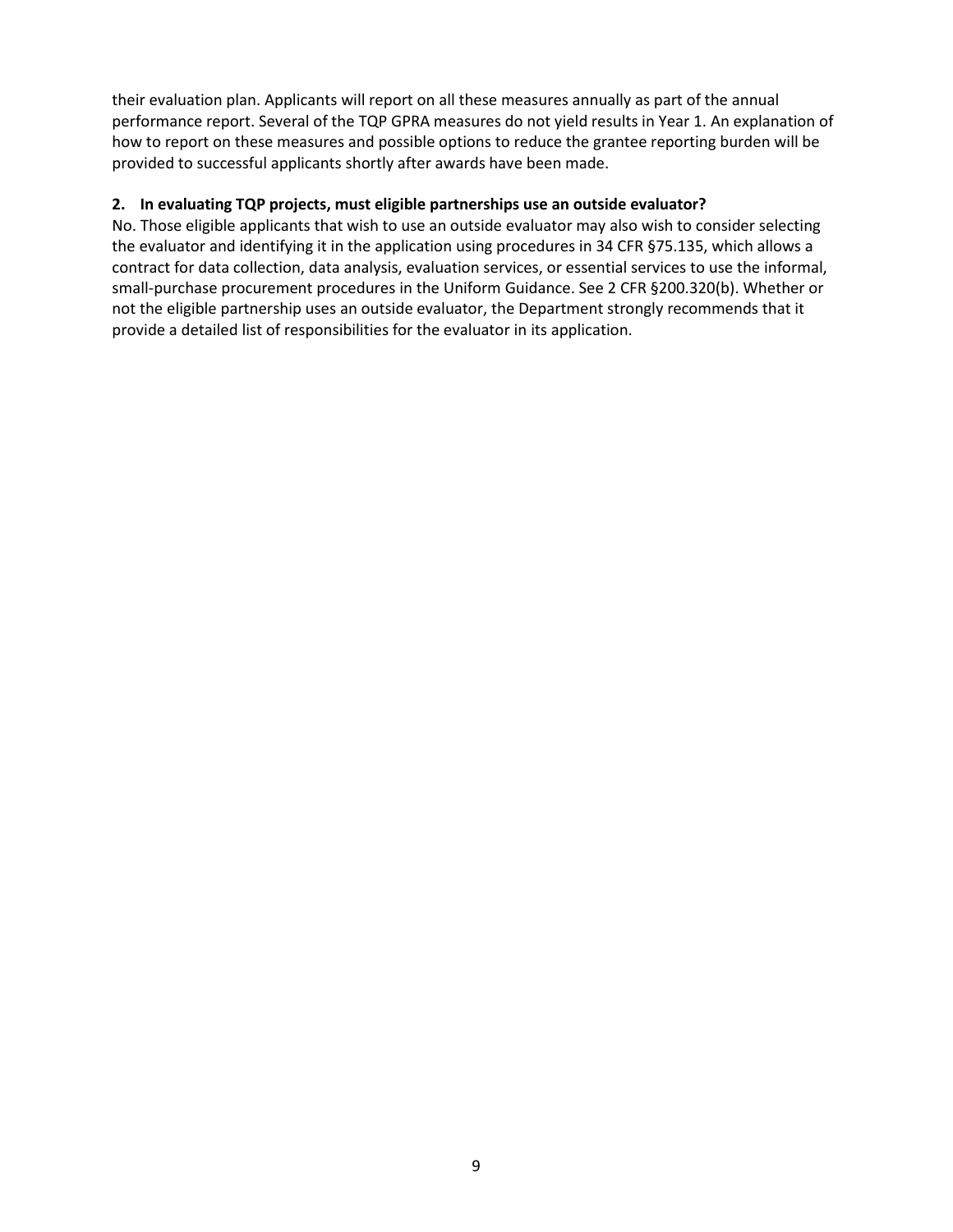their evaluation plan. Applicants will report on all these measures annually as part of the annual performance report. Several of the TQP GPRA measures do not yield results in Year 1. An explanation of how to report on these measures and possible options to reduce the grantee reporting burden will be provided to successful applicants shortly after awards have been made.

**2. In evaluating TQP projects, must eligible partnerships use an outside evaluator?**

No. Those eligible applicants that wish to use an outside evaluator may also wish to consider selecting the evaluator and identifying it in the application using procedures in 34 CFR §75.135, which allows a contract for data collection, data analysis, evaluation services, or essential services to use the informal, small-purchase procurement procedures in the Uniform Guidance. See 2 CFR §200.320(b). Whether or not the eligible partnership uses an outside evaluator, the Department strongly recommends that it provide a detailed list of responsibilities for the evaluator in its application.